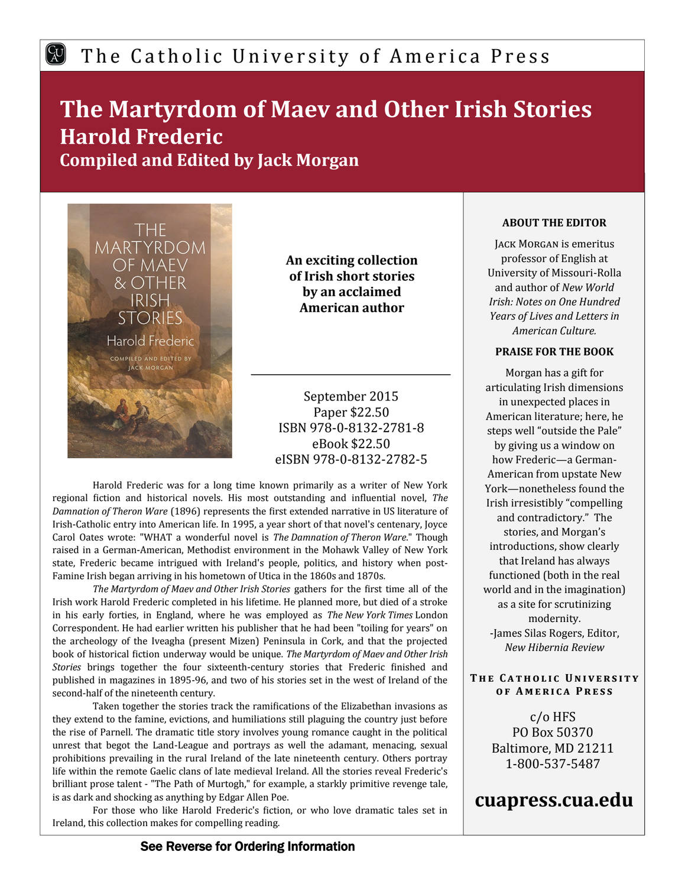The Catholic University of America Press

# The Martyrdom of Maev and Other Irish Stories

## Harold Frederic

### Compiled and Edited by Jack Morgan

**An exciting collection of Irish short stories by an acclaimed American author**

September 2015
Paper $22.50
ISBN 978-0-8132-2781-8
eBook $22.50
eISBN 978-0-8132-2782-5

Harold Frederic was for a long time known primarily as a writer of New York regional fiction and historical novels. His most outstanding and influential novel, *The Damnation of Theron Ware* (1896) represents the first extended narrative in US literature of Irish-Catholic entry into American life. In 1995, a year short of that novel's centenary, Joyce Carol Oates wrote: "WHAT a wonderful novel is *The Damnation of Theron Ware*." Though raised in a German-American, Methodist environment in the Mohawk Valley of New York state, Frederic became intrigued with Ireland's people, politics, and history when post-Famine Irish began arriving in his hometown of Utica in the 1860s and 1870s.

*The Martyrdom of Maev and Other Irish Stories* gathers for the first time all of the Irish work Harold Frederic completed in his lifetime. He planned more, but died of a stroke in his early forties, in England, where he was employed as *The New York Times* London Correspondent. He had earlier written his publisher that he had been "toiling for years" on the archeology of the Iveagha (present Mizen) Peninsula in Cork, and that the projected book of historical fiction underway would be unique. *The Martyrdom of Maev and Other Irish Stories* brings together the four sixteenth-century stories that Frederic finished and published in magazines in 1895-96, and two of his stories set in the west of Ireland of the second-half of the nineteenth century.

Taken together the stories track the ramifications of the Elizabethan invasions as they extend to the famine, evictions, and humiliations still plaguing the country just before the rise of Parnell. The dramatic title story involves young romance caught in the political unrest that begot the Land-League and portrays as well the adamant, menacing, sexual prohibitions prevailing in the rural Ireland of the late nineteenth century. Others portray life within the remote Gaelic clans of late medieval Ireland. All the stories reveal Frederic's brilliant prose talent - "The Path of Murtogh," for example, a starkly primitive revenge tale, is as dark and shocking as anything by Edgar Allen Poe.

For those who like Harold Frederic's fiction, or who love dramatic tales set in Ireland, this collection makes for compelling reading.

**ABOUT THE EDITOR**

Jack Morgan is emeritus professor of English at University of Missouri-Rolla and author of *New World Irish: Notes on One Hundred Years of Lives and Letters in American Culture.*

**PRAISE FOR THE BOOK**

Morgan has a gift for articulating Irish dimensions in unexpected places in American literature; here, he steps well "outside the Pale" by giving us a window on how Frederic—a German-American from upstate New York—nonetheless found the Irish irresistibly "compelling and contradictory." The stories, and Morgan's introductions, show clearly that Ireland has always functioned (both in the real world and in the imagination) as a site for scrutinizing modernity.
-James Silas Rogers, Editor, *New Hibernia Review*

**The Catholic University of America Press**

c/o HFS
PO Box 50370
Baltimore, MD 21211
1-800-537-5487

**cuapress.cua.edu**

**See Reverse for Ordering Information**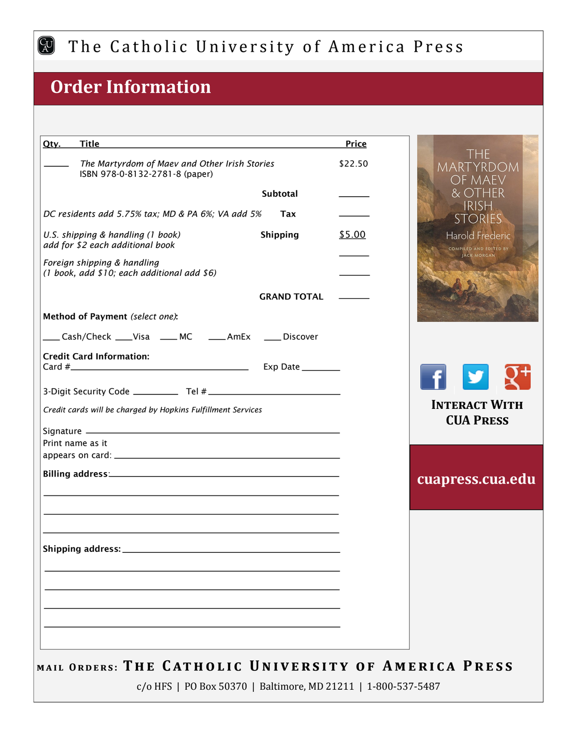The Catholic University of America Press

## Order Information

| Qty. | Title | Price |
|---|---|---|
| ____ | *The Martyrdom of Maev and Other Irish Stories* ISBN 978-0-8132-2781-8 (paper) | $22.50 |
| | **Subtotal** | ______ |
| | *DC residents add 5.75% tax; MD & PA 6%; VA add 5%* **Tax** | ______ |
| | *U.S. shipping & handling (1 book) add for $2 each additional book* **Shipping** | $5.00 |
| | | ______ |
| | *Foreign shipping & handling (1 book, add $10; each additional add $6)* | ______ |
| | **GRAND TOTAL** | ______ |

**Method of Payment** *(select one)*:

____ Cash/Check ____Visa ____ MC ____ AmEx ____ Discover

**Credit Card Information:**

Card #____________________________________ Exp Date ________

3-Digit Security Code __________ Tel # ____________________________

*Credit cards will be charged by Hopkins Fulfillment Services*

Signature ____________________________________________

Print name as it appears on card: ____________________________________

**Billing address:**____________________________________________

______________________________________________________

______________________________________________________

______________________________________________________

**Shipping address:**____________________________________________

______________________________________________________

______________________________________________________

______________________________________________________

______________________________________________________

THE MARTYRDOM OF MAEV & OTHER IRISH STORIES

Harold Frederic

COMPILED AND EDITED BY JACK MORGAN

**Interact With CUA Press**

**cuapress.cua.edu**

**MAIL ORDERS: THE CATHOLIC UNIVERSITY OF AMERICA PRESS**

c/o HFS | PO Box 50370 | Baltimore, MD 21211 | 1-800-537-5487